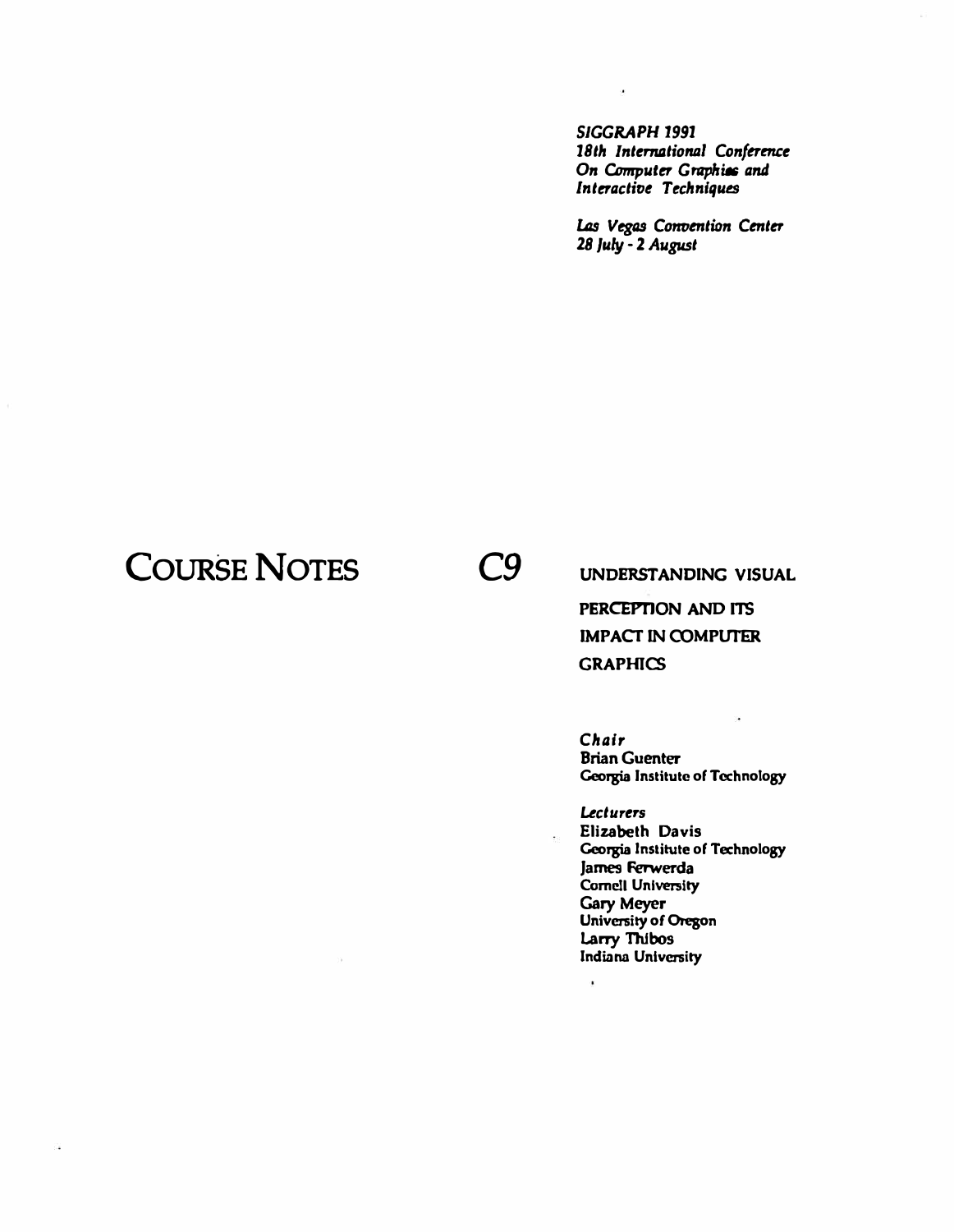*SIGGRAPH 1991*
*18th International Conference On Computer Graphics and Interactive Techniques*

*Las Vegas Convention Center*
*28 July - 2 August*

# COURSE NOTES

# C9

## UNDERSTANDING VISUAL PERCEPTION AND ITS IMPACT IN COMPUTER GRAPHICS

*Chair*
Brian Guenter
Georgia Institute of Technology

*Lecturers*
Elizabeth Davis
Georgia Institute of Technology
James Ferwerda
Cornell University
Gary Meyer
University of Oregon
Larry Thibos
Indiana University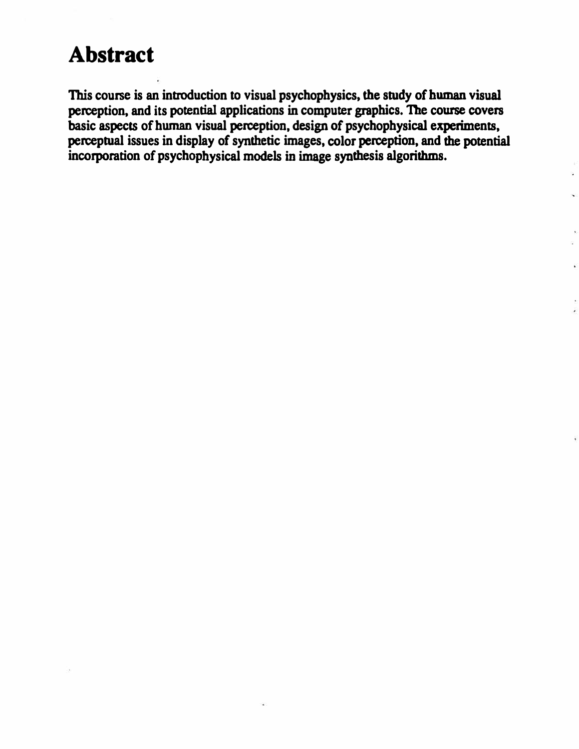# Abstract

This course is an introduction to visual psychophysics, the study of human visual perception, and its potential applications in computer graphics. The course covers basic aspects of human visual perception, design of psychophysical experiments, perceptual issues in display of synthetic images, color perception, and the potential incorporation of psychophysical models in image synthesis algorithms.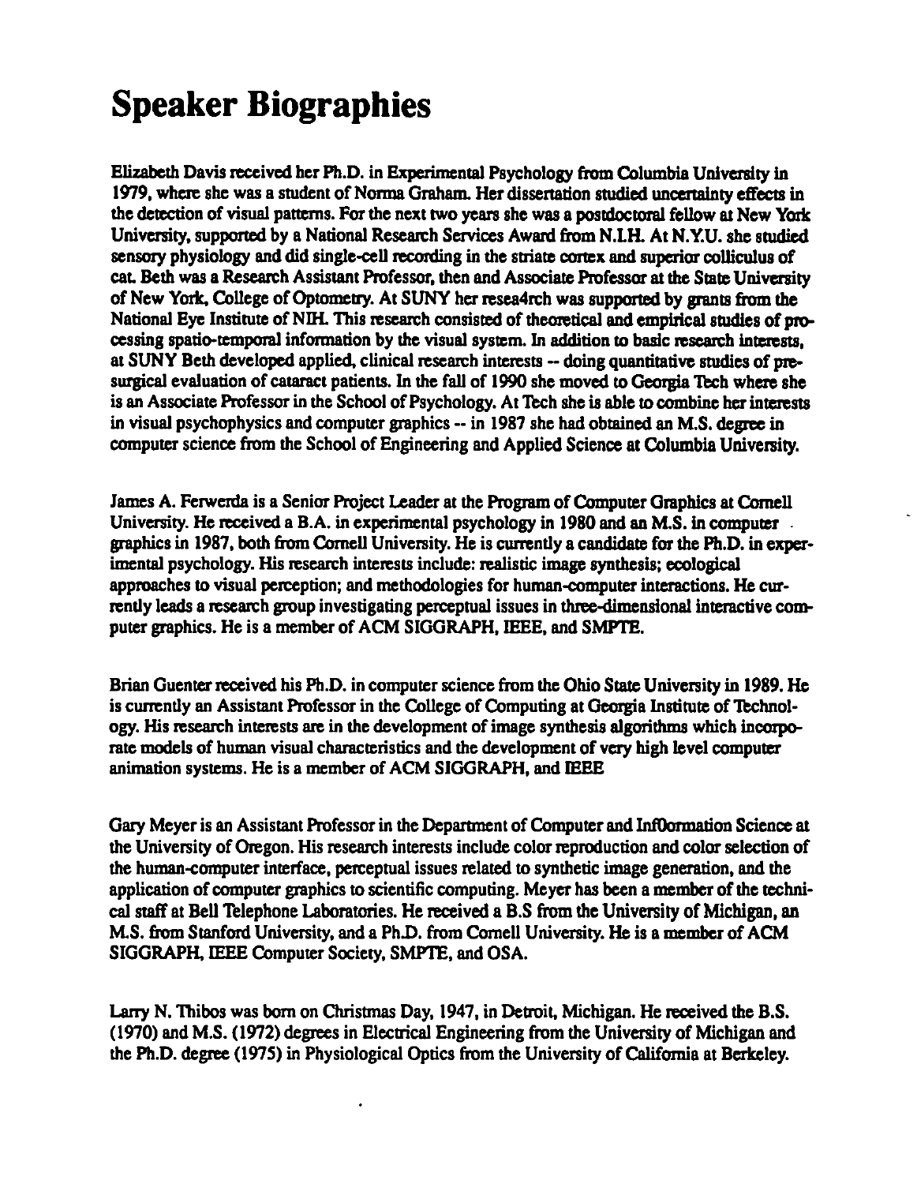# Speaker Biographies

Elizabeth Davis received her Ph.D. in Experimental Psychology from Columbia University in 1979, where she was a student of Norma Graham. Her dissertation studied uncertainty effects in the detection of visual patterns. For the next two years she was a postdoctoral fellow at New York University, supported by a National Research Services Award from N.I.H. At N.Y.U. she studied sensory physiology and did single-cell recording in the striate cortex and superior colliculus of cat. Beth was a Research Assistant Professor, then and Associate Professor at the State University of New York, College of Optometry. At SUNY her resea4rch was supported by grants from the National Eye Institute of NIH. This research consisted of theoretical and empirical studies of processing spatio-temporal information by the visual system. In addition to basic research interests, at SUNY Beth developed applied, clinical research interests -- doing quantitative studies of presurgical evaluation of cataract patients. In the fall of 1990 she moved to Georgia Tech where she is an Associate Professor in the School of Psychology. At Tech she is able to combine her interests in visual psychophysics and computer graphics -- in 1987 she had obtained an M.S. degree in computer science from the School of Engineering and Applied Science at Columbia University.

James A. Ferwerda is a Senior Project Leader at the Program of Computer Graphics at Cornell University. He received a B.A. in experimental psychology in 1980 and an M.S. in computer graphics in 1987, both from Cornell University. He is currently a candidate for the Ph.D. in experimental psychology. His research interests include: realistic image synthesis; ecological approaches to visual perception; and methodologies for human-computer interactions. He currently leads a research group investigating perceptual issues in three-dimensional interactive computer graphics. He is a member of ACM SIGGRAPH, IEEE, and SMPTE.

Brian Guenter received his Ph.D. in computer science from the Ohio State University in 1989. He is currently an Assistant Professor in the College of Computing at Georgia Institute of Technology. His research interests are in the development of image synthesis algorithms which incorporate models of human visual characteristics and the development of very high level computer animation systems. He is a member of ACM SIGGRAPH, and IEEE

Gary Meyer is an Assistant Professor in the Department of Computer and Inf0ormation Science at the University of Oregon. His research interests include color reproduction and color selection of the human-computer interface, perceptual issues related to synthetic image generation, and the application of computer graphics to scientific computing. Meyer has been a member of the technical staff at Bell Telephone Laboratories. He received a B.S from the University of Michigan, an M.S. from Stanford University, and a Ph.D. from Cornell University. He is a member of ACM SIGGRAPH, IEEE Computer Society, SMPTE, and OSA.

Larry N. Thibos was born on Christmas Day, 1947, in Detroit, Michigan. He received the B.S. (1970) and M.S. (1972) degrees in Electrical Engineering from the University of Michigan and the Ph.D. degree (1975) in Physiological Optics from the University of California at Berkeley.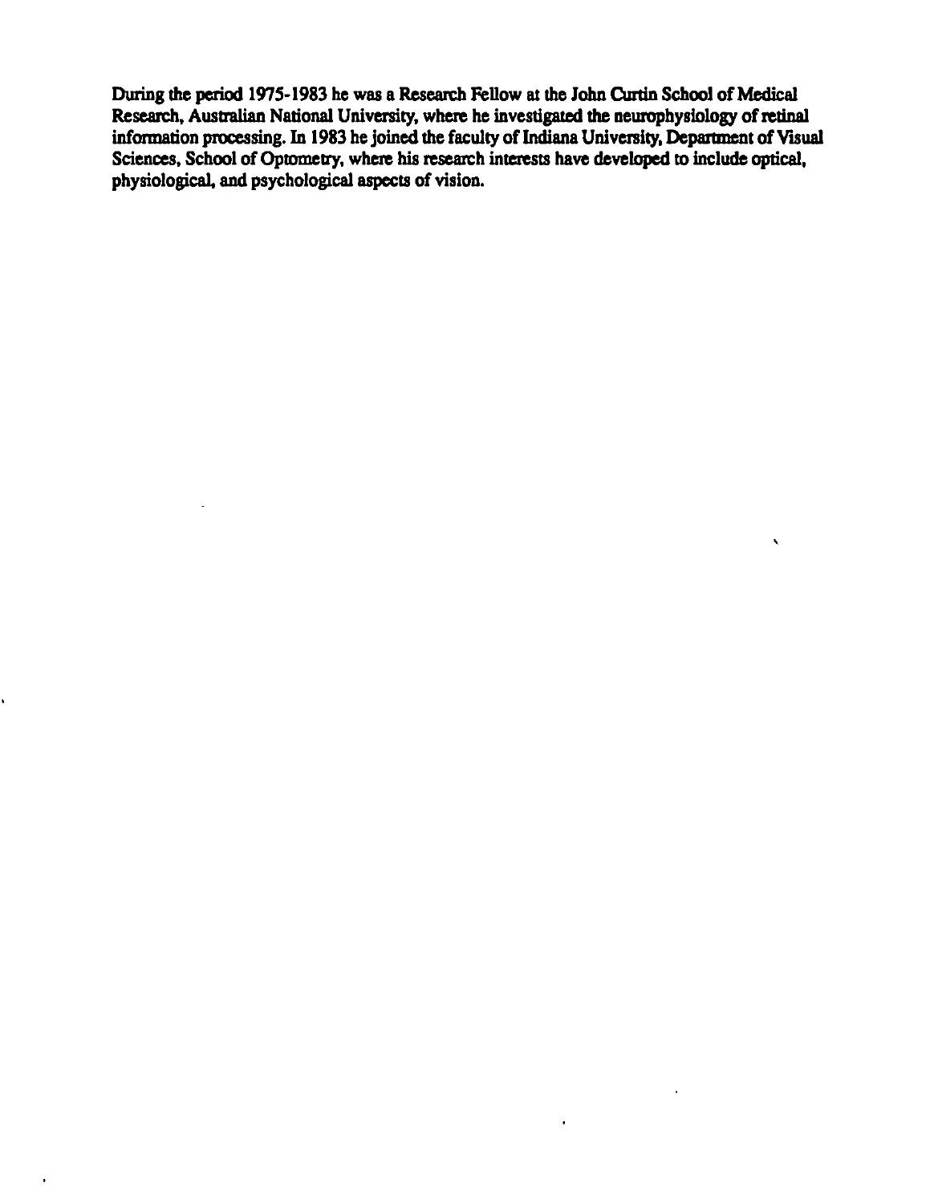During the period 1975-1983 he was a Research Fellow at the John Curtin School of Medical Research, Australian National University, where he investigated the neurophysiology of retinal information processing. In 1983 he joined the faculty of Indiana University, Department of Visual Sciences, School of Optometry, where his research interests have developed to include optical, physiological, and psychological aspects of vision.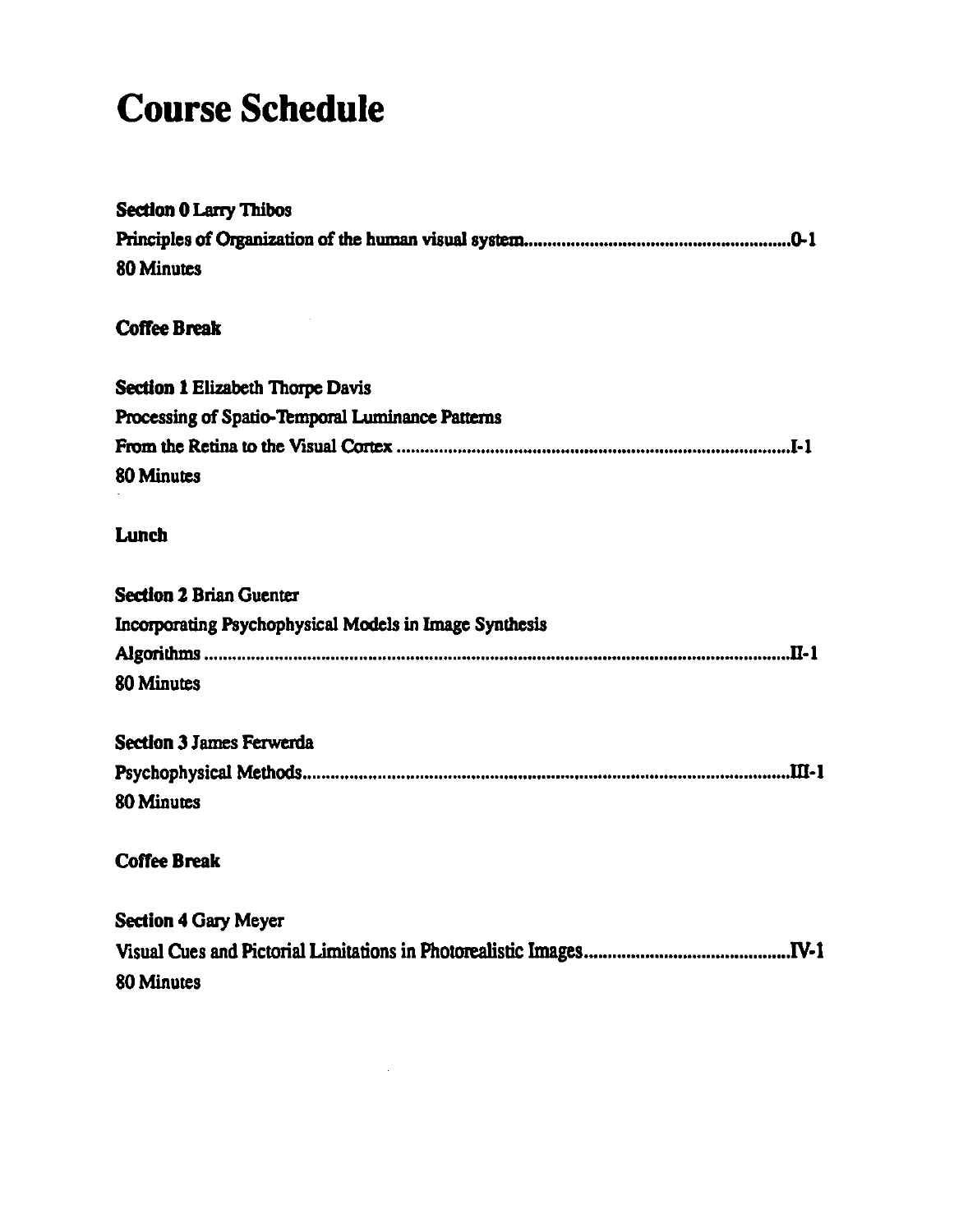# Course Schedule

**Section 0** Larry Thibos
Principles of Organization of the human visual system........................................................0-1
80 Minutes

**Coffee Break**

**Section 1** Elizabeth Thorpe Davis
Processing of Spatio-Temporal Luminance Patterns
From the Retina to the Visual Cortex ..........................................................................................I-1
80 Minutes

**Lunch**

**Section 2** Brian Guenter
Incorporating Psychophysical Models in Image Synthesis
Algorithms ...........................................................................................................................II-1
80 Minutes

**Section 3** James Ferwerda
Psychophysical Methods.......................................................................................................III-1
80 Minutes

**Coffee Break**

**Section 4** Gary Meyer
Visual Cues and Pictorial Limitations in Photorealistic Images............................................IV-1
80 Minutes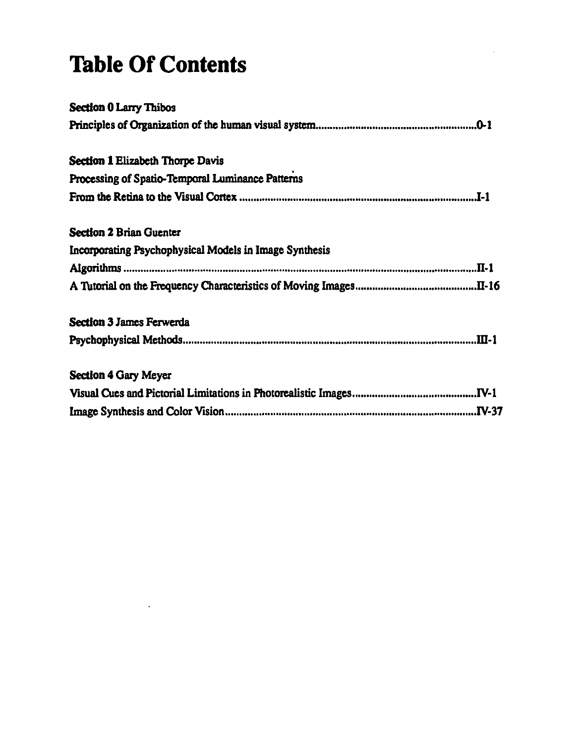# Table Of Contents

**Section 0** Larry Thibos

Principles of Organization of the human visual system........................................................0-1

**Section 1** Elizabeth Thorpe Davis

Processing of Spatio-Temporal Luminance Patterns

From the Retina to the Visual Cortex ..................................................................................I-1

**Section 2** Brian Guenter

Incorporating Psychophysical Models in Image Synthesis

Algorithms ..........................................................................................................................II-1

A Tutorial on the Frequency Characteristics of Moving Images..........................................II-16

**Section 3** James Ferwerda

Psychophysical Methods.....................................................................................................III-1

**Section 4** Gary Meyer

Visual Cues and Pictorial Limitations in Photorealistic Images............................................IV-1

Image Synthesis and Color Vision.......................................................................................IV-37